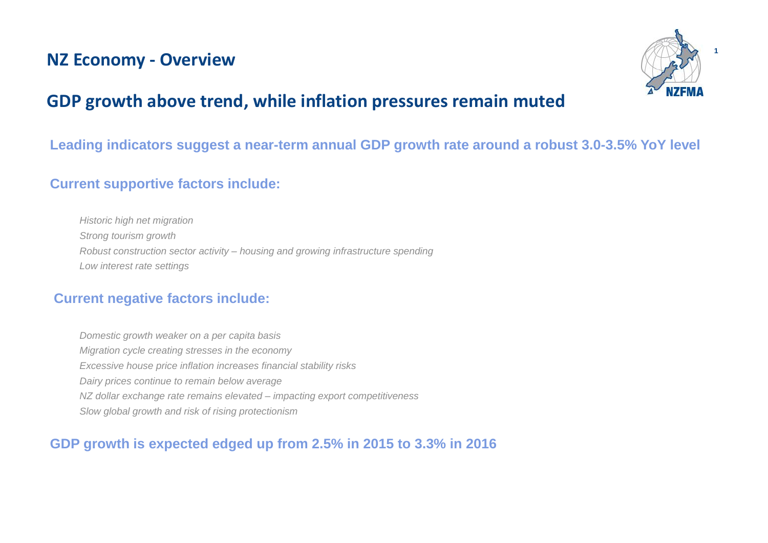# NZ Economy - Overview

## GDP growth above trend, while inflation pressures remain muted

**Leading indicators suggest a near-term annual GDP growth rate around a robust 3.0-3.5% YoY level**

### Current supportive factors include:

- *Historic high net migration*
- *Strong tourism growth*
- *Robust construction sector activity – housing and growing infrastructure spending*
- *Low interest rate settings*

### Current negative factors include:

- *Domestic growth weaker on a per capita basis*
- *Migration cycle creating stresses in the economy*
- *Excessive house price inflation increases financial stability risks*
- *Dairy prices continue to remain below average*
- *NZ dollar exchange rate remains elevated – impacting export competitiveness*
- *Slow global growth and risk of rising protectionism*

**GDP growth is expected edged up from 2.5% in 2015 to 3.3% in 2016**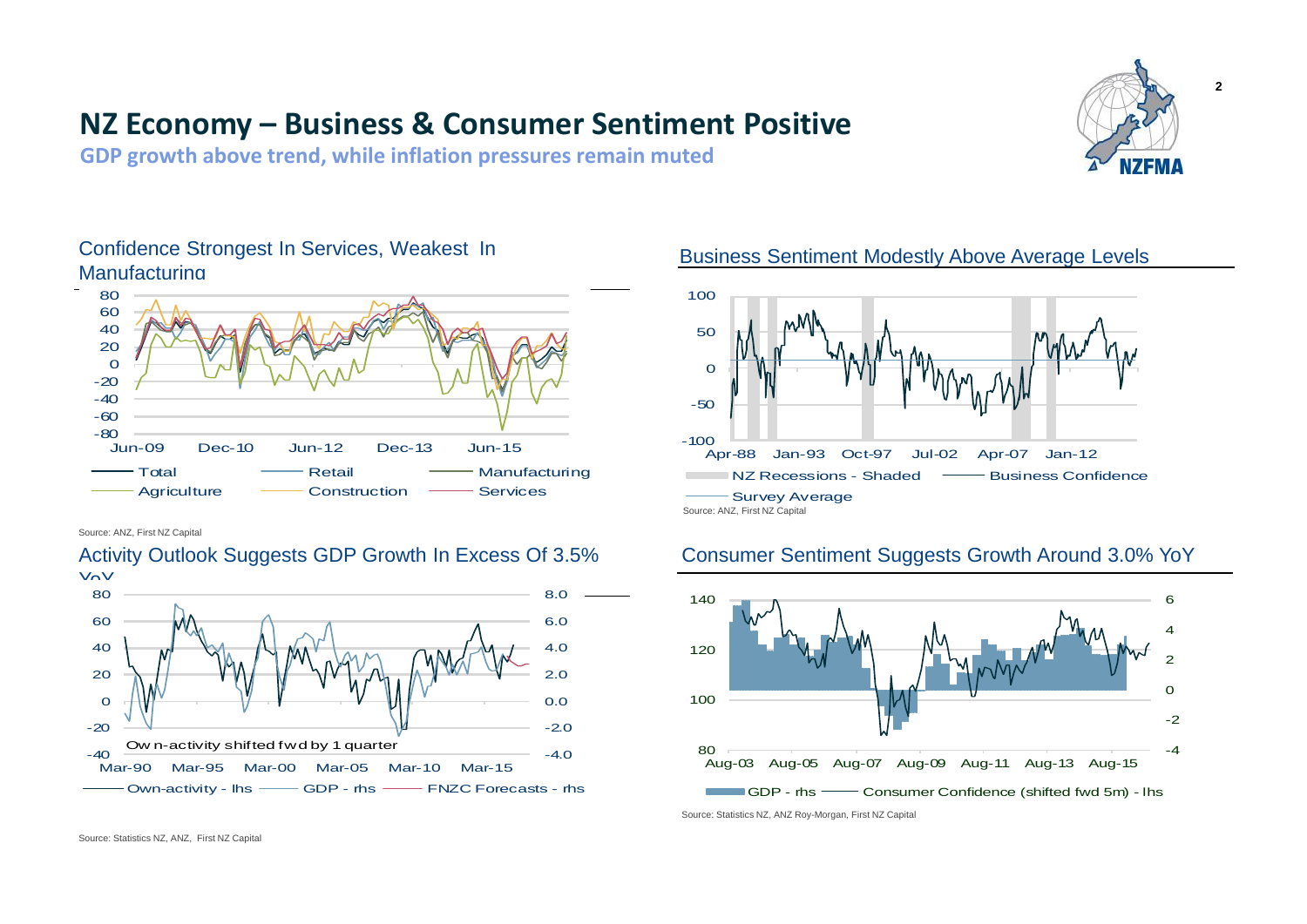# NZ Economy – Business & Consumer Sentiment Positive

**GDP growth above trend, while inflation pressures remain muted**

## Confidence Strongest In Services, Weakest In Manufacturing

Source: ANZ, First NZ Capital

## Business Sentiment Modestly Above Average Levels

Source: ANZ, First NZ Capital

## Activity Outlook Suggests GDP Growth In Excess Of 3.5% YoY

Source: Statistics NZ, ANZ, First NZ Capital

## Consumer Sentiment Suggests Growth Around 3.0% YoY

Source: Statistics NZ, ANZ Roy-Morgan, First NZ Capital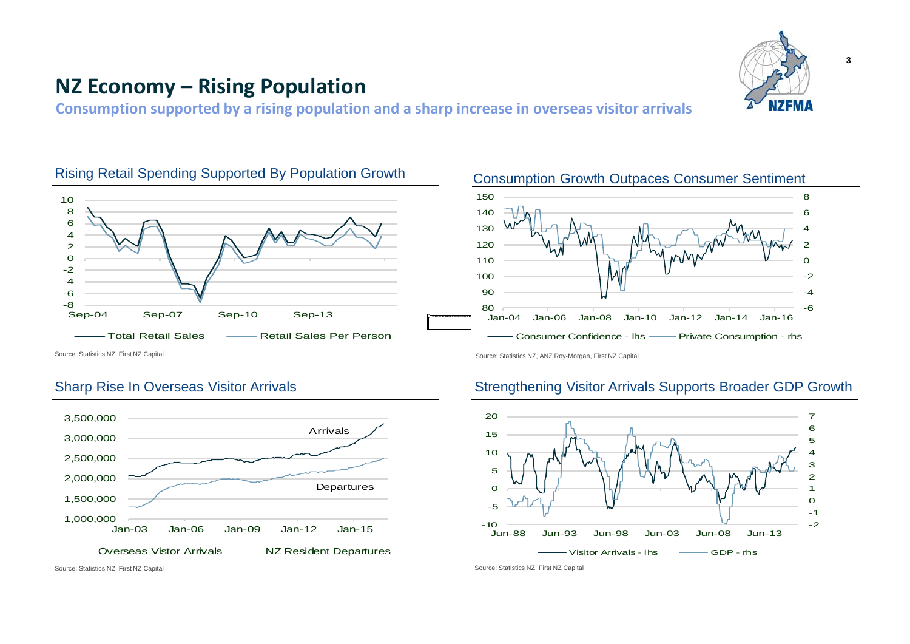# NZ Economy – Rising Population

**Consumption supported by a rising population and a sharp increase in overseas visitor arrivals**

## Rising Retail Spending Supported By Population Growth

10
8
6
4
2
0
-2
-4
-6
-8

Sep-04 Sep-07 Sep-10 Sep-13

Total Retail Sales — Retail Sales Per Person

Source: Statistics NZ, First NZ Capital

## Consumption Growth Outpaces Consumer Sentiment

150 / 8
140 / 6
130 / 4
120 / 2
110 / 0
100 / -2
90 / -4
80 / -6

Jan-04 Jan-06 Jan-08 Jan-10 Jan-12 Jan-14 Jan-16

Consumer Confidence - lhs — Private Consumption - rhs

Source: Statistics NZ, ANZ Roy-Morgan, First NZ Capital

## Sharp Rise In Overseas Visitor Arrivals

3,500,000
3,000,000
2,500,000
2,000,000
1,500,000
1,000,000

Jan-03 Jan-06 Jan-09 Jan-12 Jan-15

Arrivals

Departures

Overseas Vistor Arrivals — NZ Resident Departures

Source: Statistics NZ, First NZ Capital

## Strengthening Visitor Arrivals Supports Broader GDP Growth

20 / 7
15 / 6
10 / 5
5 / 4
0 / 3
-5 / 2
-10 / 1
0
-1
-2

Jun-88 Jun-93 Jun-98 Jun-03 Jun-08 Jun-13

Visitor Arrivals - lhs — GDP - rhs

Source: Statistics NZ, First NZ Capital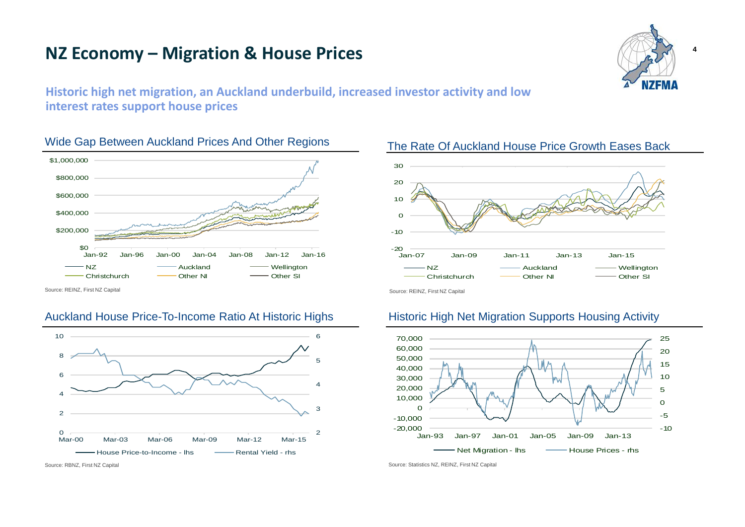# NZ Economy – Migration & House Prices

**Historic high net migration, an Auckland underbuild, increased investor activity and low interest rates support house prices**

## Wide Gap Between Auckland Prices And Other Regions

Source: REINZ, First NZ Capital

## The Rate Of Auckland House Price Growth Eases Back

Source: REINZ, First NZ Capital

## Auckland House Price-To-Income Ratio At Historic Highs

Source: RBNZ, First NZ Capital

## Historic High Net Migration Supports Housing Activity

Source: Statistics NZ, REINZ, First NZ Capital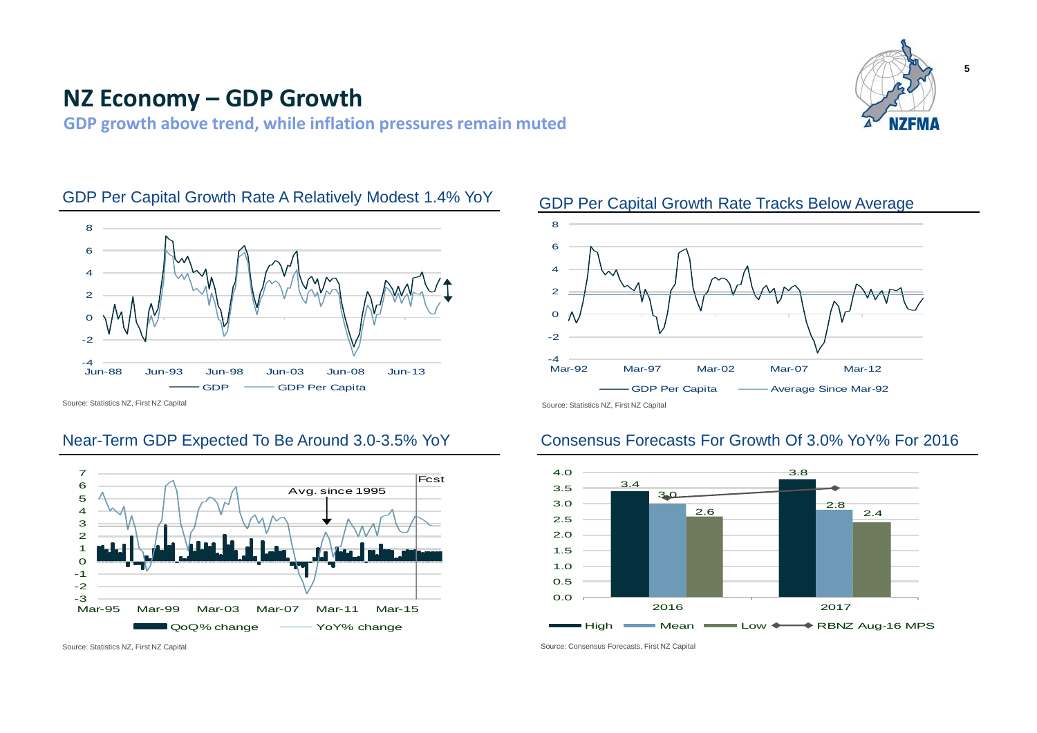# NZ Economy – GDP Growth

**GDP growth above trend, while inflation pressures remain muted**

## GDP Per Capital Growth Rate A Relatively Modest 1.4% YoY

Legend: GDP, GDP Per Capita

Source: Statistics NZ, First NZ Capital

## GDP Per Capital Growth Rate Tracks Below Average

Legend: GDP Per Capita, Average Since Mar-92

Source: Statistics NZ, First NZ Capital

## Near-Term GDP Expected To Be Around 3.0-3.5% YoY

Legend: QoQ% change, YoY% change

Source: Statistics NZ, First NZ Capital

## Consensus Forecasts For Growth Of 3.0% YoY% For 2016

| | High | Mean | Low |
|---|---|---|---|
| 2016 | 3.4 | 3.0 | 2.6 |
| 2017 | 3.8 | 2.8 | 2.4 |

Legend: High, Mean, Low, RBNZ Aug-16 MPS

Source: Consensus Forecasts, First NZ Capital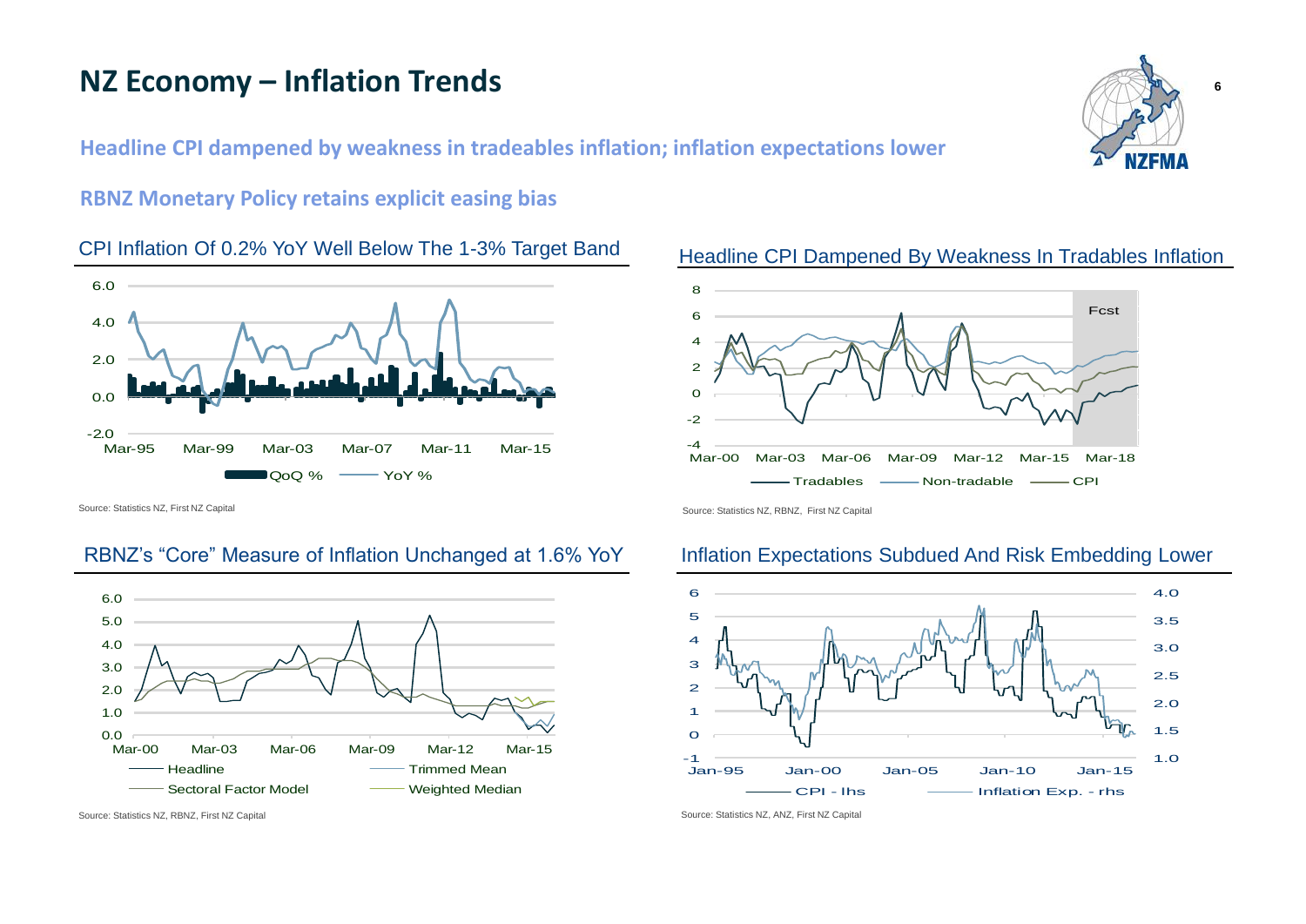# NZ Economy – Inflation Trends

**Headline CPI dampened by weakness in tradeables inflation; inflation expectations lower**

**RBNZ Monetary Policy retains explicit easing bias**

## CPI Inflation Of 0.2% YoY Well Below The 1-3% Target Band

Source: Statistics NZ, First NZ Capital

## Headline CPI Dampened By Weakness In Tradables Inflation

Source: Statistics NZ, RBNZ, First NZ Capital

## RBNZ's "Core" Measure of Inflation Unchanged at 1.6% YoY

Source: Statistics NZ, RBNZ, First NZ Capital

## Inflation Expectations Subdued And Risk Embedding Lower

Source: Statistics NZ, ANZ, First NZ Capital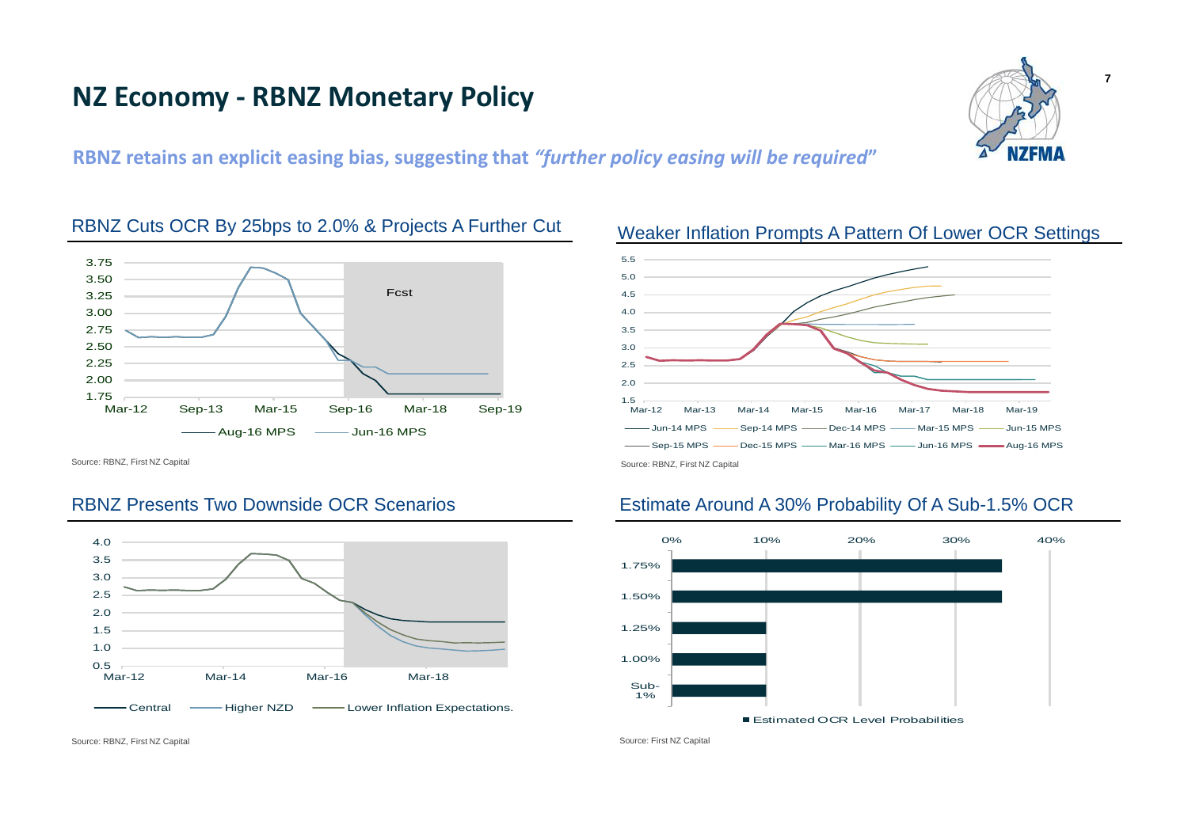# NZ Economy - RBNZ Monetary Policy

**RBNZ retains an explicit easing bias, suggesting that *"further policy easing will be required"***

## RBNZ Cuts OCR By 25bps to 2.0% & Projects A Further Cut

Source: RBNZ, First NZ Capital

## Weaker Inflation Prompts A Pattern Of Lower OCR Settings

Source: RBNZ, First NZ Capital

## RBNZ Presents Two Downside OCR Scenarios

Source: RBNZ, First NZ Capital

## Estimate Around A 30% Probability Of A Sub-1.5% OCR

Source: First NZ Capital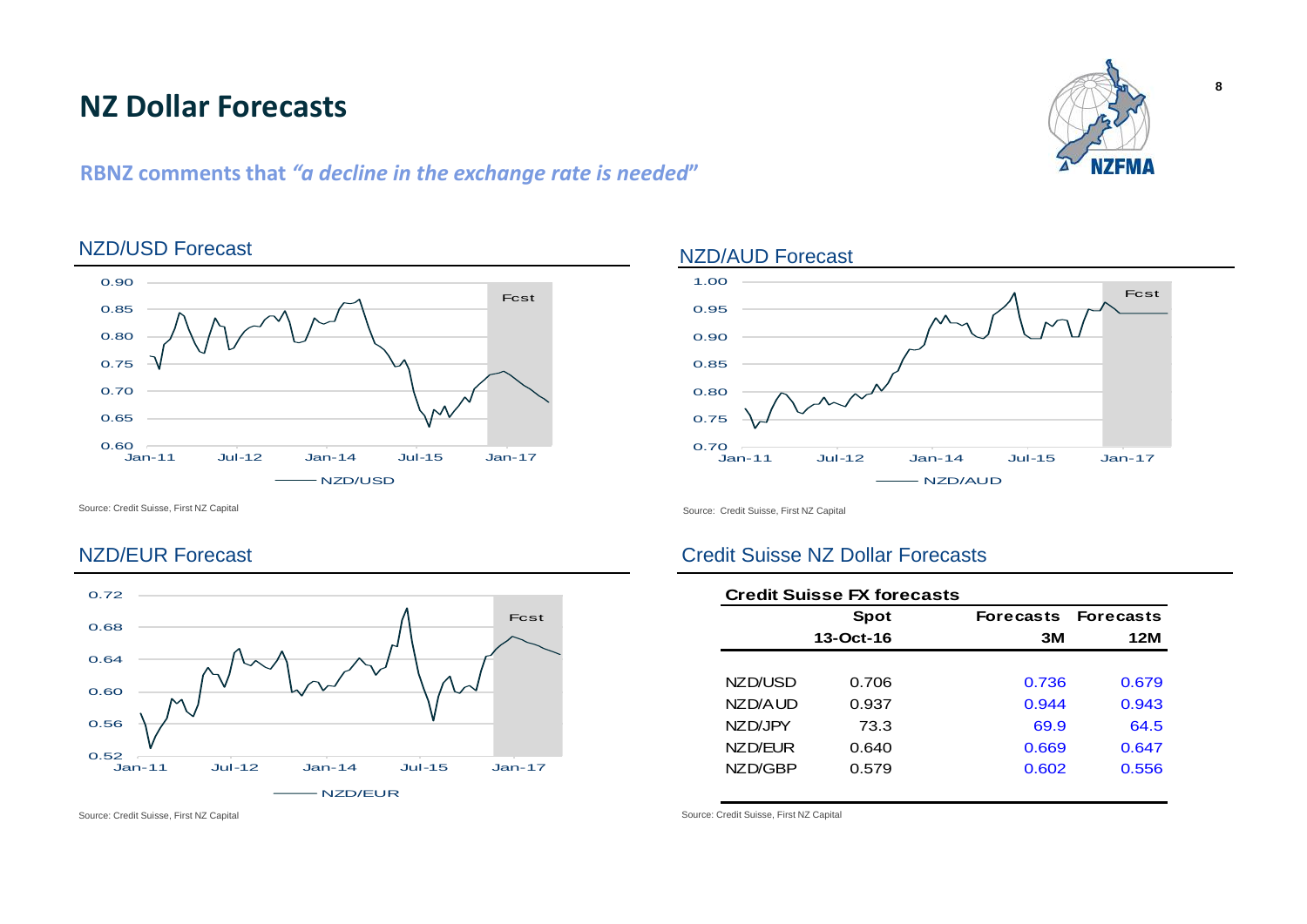# NZ Dollar Forecasts

**RBNZ comments that *"a decline in the exchange rate is needed"***

## NZD/USD Forecast

Source: Credit Suisse, First NZ Capital

## NZD/AUD Forecast

Source: Credit Suisse, First NZ Capital

## NZD/EUR Forecast

Source: Credit Suisse, First NZ Capital

## Credit Suisse NZ Dollar Forecasts

**Credit Suisse FX forecasts**

| | Spot 13-Oct-16 | Forecasts 3M | Forecasts 12M |
|---|---|---|---|
| NZD/USD | 0.706 | 0.736 | 0.679 |
| NZD/AUD | 0.937 | 0.944 | 0.943 |
| NZD/JPY | 73.3 | 69.9 | 64.5 |
| NZD/EUR | 0.640 | 0.669 | 0.647 |
| NZD/GBP | 0.579 | 0.602 | 0.556 |

Source: Credit Suisse, First NZ Capital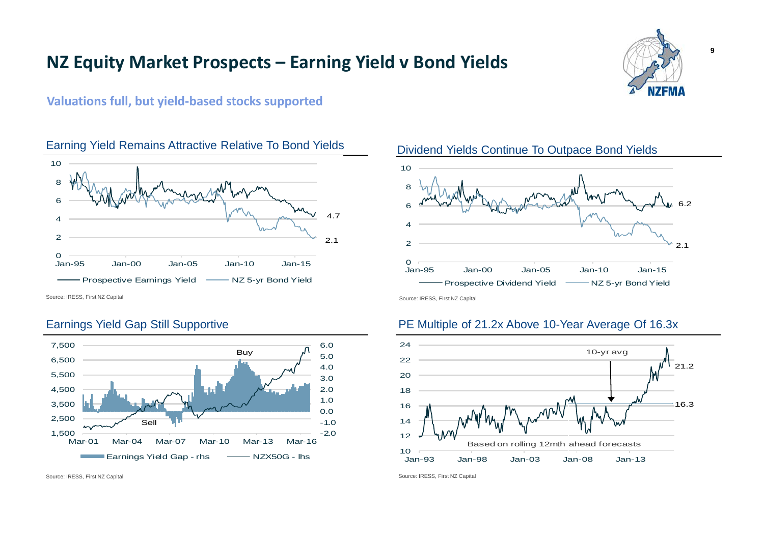# NZ Equity Market Prospects – Earning Yield v Bond Yields

**Valuations full, but yield-based stocks supported**

### Earning Yield Remains Attractive Relative To Bond Yields

Prospective Earnings Yield: 4.7
NZ 5-yr Bond Yield: 2.1

Source: IRESS, First NZ Capital

### Dividend Yields Continue To Outpace Bond Yields

Prospective Dividend Yield: 6.2
NZ 5-yr Bond Yield: 2.1

Source: IRESS, First NZ Capital

### Earnings Yield Gap Still Supportive

Earnings Yield Gap - rhs; NZX50G - lhs (Buy / Sell)

Source: IRESS, First NZ Capital

### PE Multiple of 21.2x Above 10-Year Average Of 16.3x

10-yr avg: 16.3; Current: 21.2

Based on rolling 12mth ahead forecasts

Source: IRESS, First NZ Capital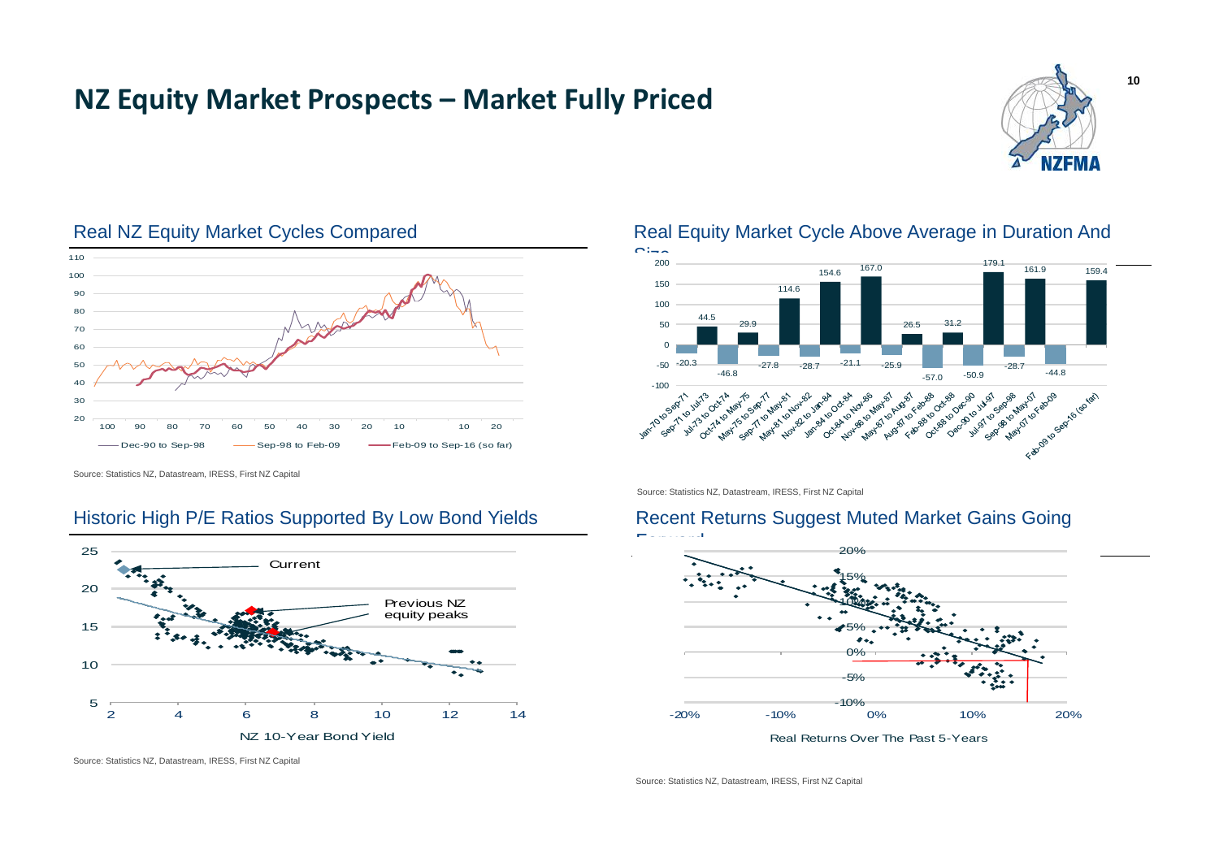# NZ Equity Market Prospects – Market Fully Priced

## Real NZ Equity Market Cycles Compared

Legend: Dec-90 to Sep-98 | Sep-98 to Feb-09 | Feb-09 to Sep-16 (so far)

Source: Statistics NZ, Datastream, IRESS, First NZ Capital

## Real Equity Market Cycle Above Average in Duration And Size

| Period | Change |
|---|---|
| Jan-70 to Sep-71 | -20.3 |
| Sep-71 to Jul-73 | 44.5 |
| Jul-73 to Oct-74 | -46.8 |
| Oct-74 to May-75 | 29.9 |
| May-75 to Sep-77 | -27.8 |
| Sep-77 to May-81 | 114.6 |
| May-81 to Nov-82 | -28.7 |
| Nov-82 to Jan-84 | 154.6 |
| Jan-84 to Oct-84 | -21.1 |
| Oct-84 to Nov-86 | 167.0 |
| Nov-86 to May-87 | -25.9 |
| May-87 to Aug-87 | 26.5 |
| Aug-87 to Feb-88 | -57.0 |
| Feb-88 to Oct-88 | 31.2 |
| Oct-88 to Dec-90 | -50.9 |
| Dec-90 to Jul-97 | 179.1 |
| Jul-97 to Sep-98 | -28.7 |
| Sep-98 to May-07 | 161.9 |
| May-07 to Feb-09 | -44.8 |
| Feb-09 to Sep-16 (so far) | 159.4 |

Source: Statistics NZ, Datastream, IRESS, First NZ Capital

## Historic High P/E Ratios Supported By Low Bond Yields

Labels: Current; Previous NZ equity peaks. X-axis: NZ 10-Year Bond Yield

Source: Statistics NZ, Datastream, IRESS, First NZ Capital

## Recent Returns Suggest Muted Market Gains Going Forward

X-axis: Real Returns Over The Past 5-Years

Source: Statistics NZ, Datastream, IRESS, First NZ Capital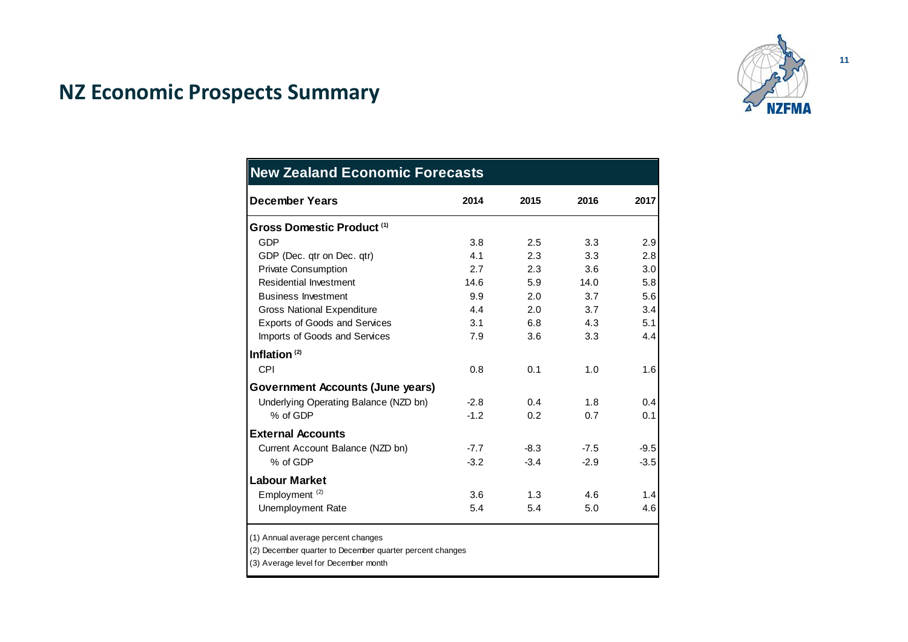## NZ Economic Prospects Summary

| New Zealand Economic Forecasts | | | | |
|---|---|---|---|---|
| **December Years** | **2014** | **2015** | **2016** | **2017** |
| **Gross Domestic Product (1)** | | | | |
| GDP | 3.8 | 2.5 | 3.3 | 2.9 |
| GDP (Dec. qtr on Dec. qtr) | 4.1 | 2.3 | 3.3 | 2.8 |
| Private Consumption | 2.7 | 2.3 | 3.6 | 3.0 |
| Residential Investment | 14.6 | 5.9 | 14.0 | 5.8 |
| Business Investment | 9.9 | 2.0 | 3.7 | 5.6 |
| Gross National Expenditure | 4.4 | 2.0 | 3.7 | 3.4 |
| Exports of Goods and Services | 3.1 | 6.8 | 4.3 | 5.1 |
| Imports of Goods and Services | 7.9 | 3.6 | 3.3 | 4.4 |
| **Inflation (2)** | | | | |
| CPI | 0.8 | 0.1 | 1.0 | 1.6 |
| **Government Accounts (June years)** | | | | |
| Underlying Operating Balance (NZD bn) | -2.8 | 0.4 | 1.8 | 0.4 |
| % of GDP | -1.2 | 0.2 | 0.7 | 0.1 |
| **External Accounts** | | | | |
| Current Account Balance (NZD bn) | -7.7 | -8.3 | -7.5 | -9.5 |
| % of GDP | -3.2 | -3.4 | -2.9 | -3.5 |
| **Labour Market** | | | | |
| Employment (2) | 3.6 | 1.3 | 4.6 | 1.4 |
| Unemployment Rate | 5.4 | 5.4 | 5.0 | 4.6 |

(1) Annual average percent changes

(2) December quarter to December quarter percent changes

(3) Average level for December month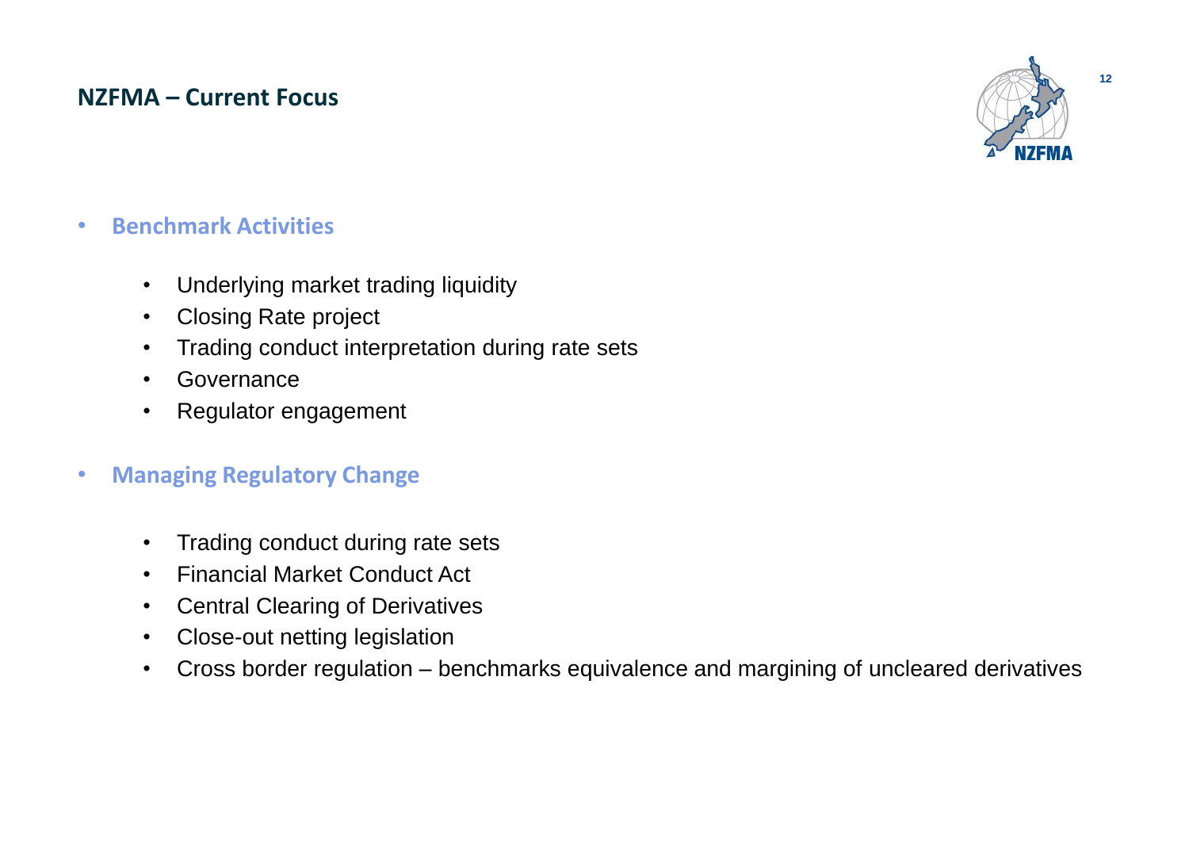## NZFMA – Current Focus

- **Benchmark Activities**
    - Underlying market trading liquidity
    - Closing Rate project
    - Trading conduct interpretation during rate sets
    - Governance
    - Regulator engagement

- **Managing Regulatory Change**
    - Trading conduct during rate sets
    - Financial Market Conduct Act
    - Central Clearing of Derivatives
    - Close-out netting legislation
    - Cross border regulation – benchmarks equivalence and margining of uncleared derivatives